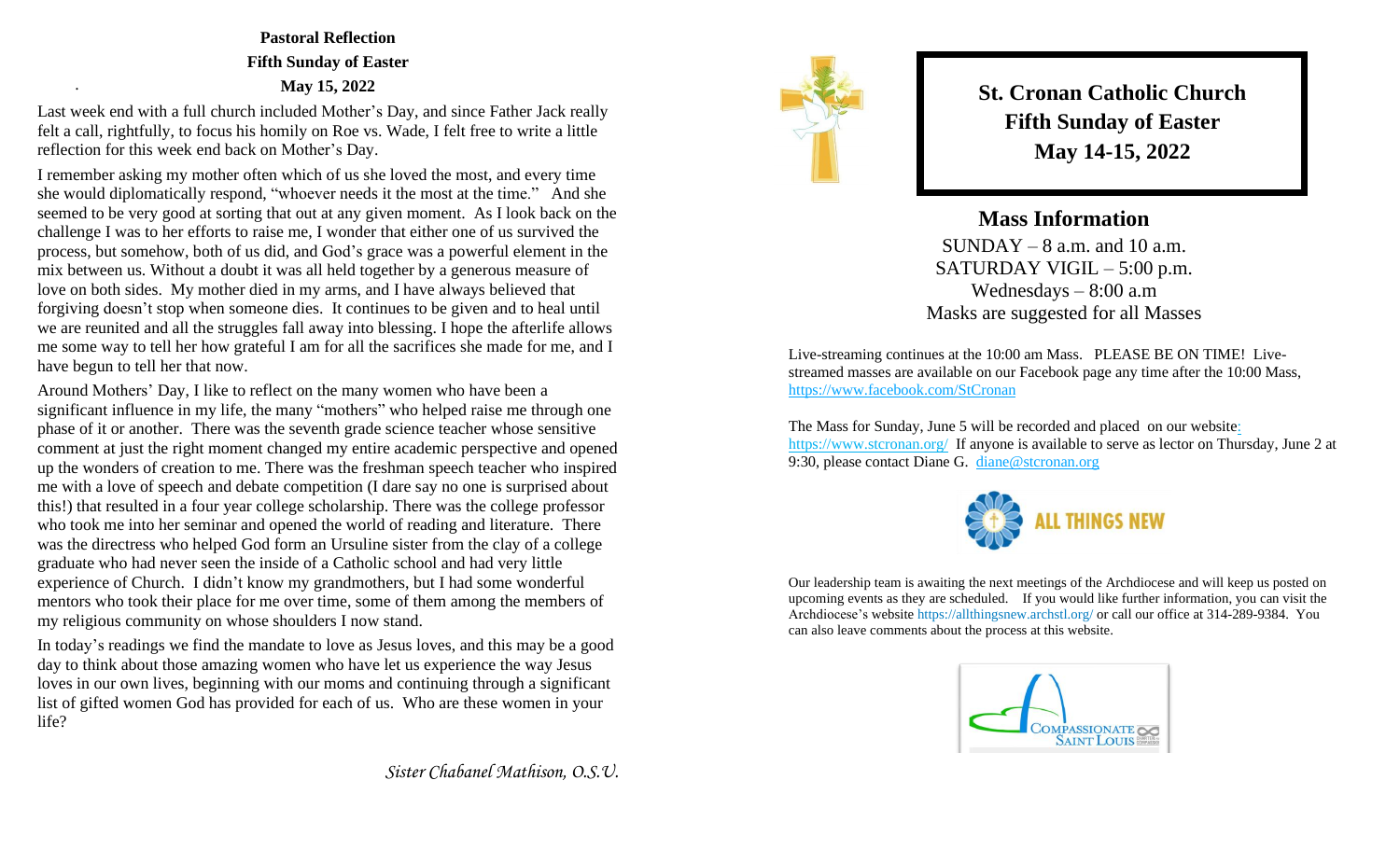**Pastoral Reflection**

**Fifth Sunday of Easter**

**May 15, 2022**

Last week end with a full church included Mother's Day, and since Father Jack really felt a call, rightfully, to focus his homily on Roe vs. Wade, I felt free to write a little reflection for this week end back on Mother's Day.

I remember asking my mother often which of us she loved the most, and every time she would diplomatically respond, "whoever needs it the most at the time." And she seemed to be very good at sorting that out at any given moment. As I look back on the challenge I was to her efforts to raise me, I wonder that either one of us survived the process, but somehow, both of us did, and God's grace was a powerful element in the mix between us. Without a doubt it was all held together by a generous measure of love on both sides. My mother died in my arms, and I have always believed that forgiving doesn't stop when someone dies. It continues to be given and to heal until we are reunited and all the struggles fall away into blessing. I hope the afterlife allows me some way to tell her how grateful I am for all the sacrifices she made for me, and I have begun to tell her that now.

Around Mothers' Day, I like to reflect on the many women who have been a significant influence in my life, the many "mothers" who helped raise me through one phase of it or another. There was the seventh grade science teacher whose sensitive comment at just the right moment changed my entire academic perspective and opened up the wonders of creation to me. There was the freshman speech teacher who inspired me with a love of speech and debate competition (I dare say no one is surprised about this!) that resulted in a four year college scholarship. There was the college professor who took me into her seminar and opened the world of reading and literature. There was the directress who helped God form an Ursuline sister from the clay of a college graduate who had never seen the inside of a Catholic school and had very little experience of Church. I didn't know my grandmothers, but I had some wonderful mentors who took their place for me over time, some of them among the members of my religious community on whose shoulders I now stand.

In today's readings we find the mandate to love as Jesus loves, and this may be a good day to think about those amazing women who have let us experience the way Jesus loves in our own lives, beginning with our moms and continuing through a significant list of gifted women God has provided for each of us. Who are these women in your life?

*Sister Chabanel Mathison, O.S.U.*

**St. Cronan Catholic Church**
**Fifth Sunday of Easter**
**May 14-15, 2022**

## Mass Information

SUNDAY – 8 a.m. and 10 a.m.
SATURDAY VIGIL – 5:00 p.m.
Wednesdays – 8:00 a.m
Masks are suggested for all Masses

Live-streaming continues at the 10:00 am Mass. PLEASE BE ON TIME! Live-streamed masses are available on our Facebook page any time after the 10:00 Mass, https://www.facebook.com/StCronan

The Mass for Sunday, June 5 will be recorded and placed on our website: https://www.stcronan.org/ If anyone is available to serve as lector on Thursday, June 2 at 9:30, please contact Diane G. diane@stcronan.org

ALL THINGS NEW

Our leadership team is awaiting the next meetings of the Archdiocese and will keep us posted on upcoming events as they are scheduled. If you would like further information, you can visit the Archdiocese's website https://allthingsnew.archstl.org/ or call our office at 314-289-9384. You can also leave comments about the process at this website.

COMPASSIONATE SAINT LOUIS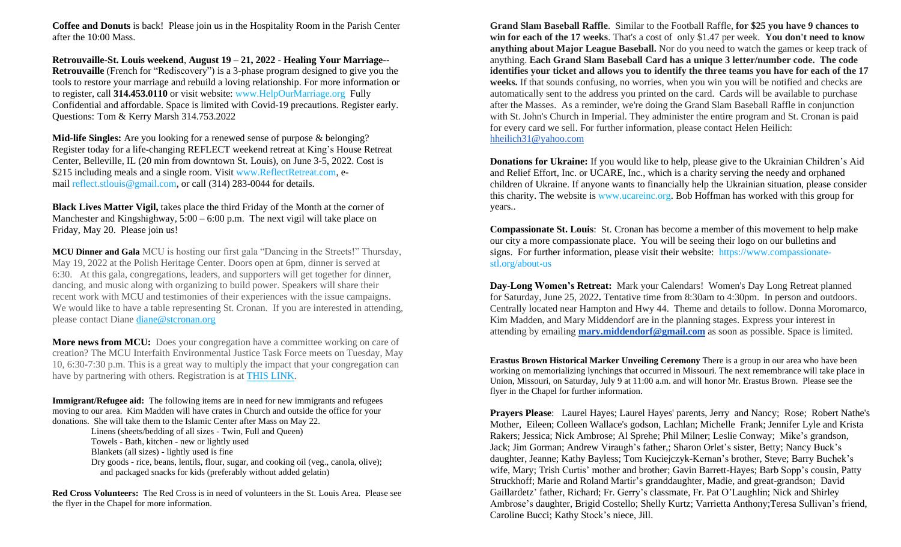**Coffee and Donuts** is back! Please join us in the Hospitality Room in the Parish Center after the 10:00 Mass.

**Retrouvaille-St. Louis weekend**, **August 19 – 21, 2022 - Healing Your Marriage--** **Retrouvaille** (French for "Rediscovery") is a 3-phase program designed to give you the tools to restore your marriage and rebuild a loving relationship. For more information or to register, call **314.453.0110** or visit website: www.HelpOurMarriage.org Fully Confidential and affordable. Space is limited with Covid-19 precautions. Register early. Questions: Tom & Kerry Marsh 314.753.2022

**Mid-life Singles:** Are you looking for a renewed sense of purpose & belonging? Register today for a life-changing REFLECT weekend retreat at King's House Retreat Center, Belleville, IL (20 min from downtown St. Louis), on June 3-5, 2022. Cost is $215 including meals and a single room. Visit www.ReflectRetreat.com, e-mail reflect.stlouis@gmail.com, or call (314) 283-0044 for details.

**Black Lives Matter Vigil,** takes place the third Friday of the Month at the corner of Manchester and Kingshighway, 5:00 – 6:00 p.m. The next vigil will take place on Friday, May 20. Please join us!

**MCU Dinner and Gala** MCU is hosting our first gala "Dancing in the Streets!" Thursday, May 19, 2022 at the Polish Heritage Center. Doors open at 6pm, dinner is served at 6:30. At this gala, congregations, leaders, and supporters will get together for dinner, dancing, and music along with organizing to build power. Speakers will share their recent work with MCU and testimonies of their experiences with the issue campaigns. We would like to have a table representing St. Cronan. If you are interested in attending, please contact Diane diane@stcronan.org

**More news from MCU:** Does your congregation have a committee working on care of creation? The MCU Interfaith Environmental Justice Task Force meets on Tuesday, May 10, 6:30-7:30 p.m. This is a great way to multiply the impact that your congregation can have by partnering with others. Registration is at THIS LINK.

**Immigrant/Refugee aid:** The following items are in need for new immigrants and refugees moving to our area. Kim Madden will have crates in Church and outside the office for your donations. She will take them to the Islamic Center after Mass on May 22.

- Linens (sheets/bedding of all sizes - Twin, Full and Queen)
- Towels - Bath, kitchen - new or lightly used
- Blankets (all sizes) - lightly used is fine
- Dry goods - rice, beans, lentils, flour, sugar, and cooking oil (veg., canola, olive); and packaged snacks for kids (preferably without added gelatin)

**Red Cross Volunteers:** The Red Cross is in need of volunteers in the St. Louis Area. Please see the flyer in the Chapel for more information.

**Grand Slam Baseball Raffle**. Similar to the Football Raffle, **for $25 you have 9 chances to win for each of the 17 weeks**. That's a cost of only $1.47 per week. **You don't need to know anything about Major League Baseball.** Nor do you need to watch the games or keep track of anything. **Each Grand Slam Baseball Card has a unique 3 letter/number code. The code identifies your ticket and allows you to identify the three teams you have for each of the 17 weeks.** If that sounds confusing, no worries, when you win you will be notified and checks are automatically sent to the address you printed on the card. Cards will be available to purchase after the Masses. As a reminder, we're doing the Grand Slam Baseball Raffle in conjunction with St. John's Church in Imperial. They administer the entire program and St. Cronan is paid for every card we sell. For further information, please contact Helen Heilich: hheilich31@yahoo.com

**Donations for Ukraine:** If you would like to help, please give to the Ukrainian Children's Aid and Relief Effort, Inc. or UCARE, Inc., which is a charity serving the needy and orphaned children of Ukraine. If anyone wants to financially help the Ukrainian situation, please consider this charity. The website is www.ucareinc.org. Bob Hoffman has worked with this group for years..

**Compassionate St. Louis**: St. Cronan has become a member of this movement to help make our city a more compassionate place. You will be seeing their logo on our bulletins and signs. For further information, please visit their website: https://www.compassionate-stl.org/about-us

**Day-Long Women's Retreat:** Mark your Calendars! Women's Day Long Retreat planned for Saturday, June 25, 2022**.** Tentative time from 8:30am to 4:30pm. In person and outdoors. Centrally located near Hampton and Hwy 44. Theme and details to follow. Donna Moromarco, Kim Madden, and Mary Middendorf are in the planning stages. Express your interest in attending by emailing **mary.middendorf@gmail.com** as soon as possible. Space is limited.

**Erastus Brown Historical Marker Unveiling Ceremony** There is a group in our area who have been working on memorializing lynchings that occurred in Missouri. The next remembrance will take place in Union, Missouri, on Saturday, July 9 at 11:00 a.m. and will honor Mr. Erastus Brown. Please see the flyer in the Chapel for further information.

**Prayers Please**: Laurel Hayes; Laurel Hayes' parents, Jerry and Nancy; Rose; Robert Nathe's Mother, Eileen; Colleen Wallace's godson, Lachlan; Michelle Frank; Jennifer Lyle and Krista Rakers; Jessica; Nick Ambrose; Al Sprehe; Phil Milner; Leslie Conway; Mike's grandson, Jack; Jim Gorman; Andrew Viraugh's father,; Sharon Orlet's sister, Betty; Nancy Buck's daughter, Jeanne; Kathy Bayless; Tom Kuciejczyk-Kernan's brother, Steve; Barry Buchek's wife, Mary; Trish Curtis' mother and brother; Gavin Barrett-Hayes; Barb Sopp's cousin, Patty Struckhoff; Marie and Roland Martir's granddaughter, Madie, and great-grandson; David Gaillardetz' father, Richard; Fr. Gerry's classmate, Fr. Pat O'Laughlin; Nick and Shirley Ambrose's daughter, Brigid Costello; Shelly Kurtz; Varrietta Anthony;Teresa Sullivan's friend, Caroline Bucci; Kathy Stock's niece, Jill.